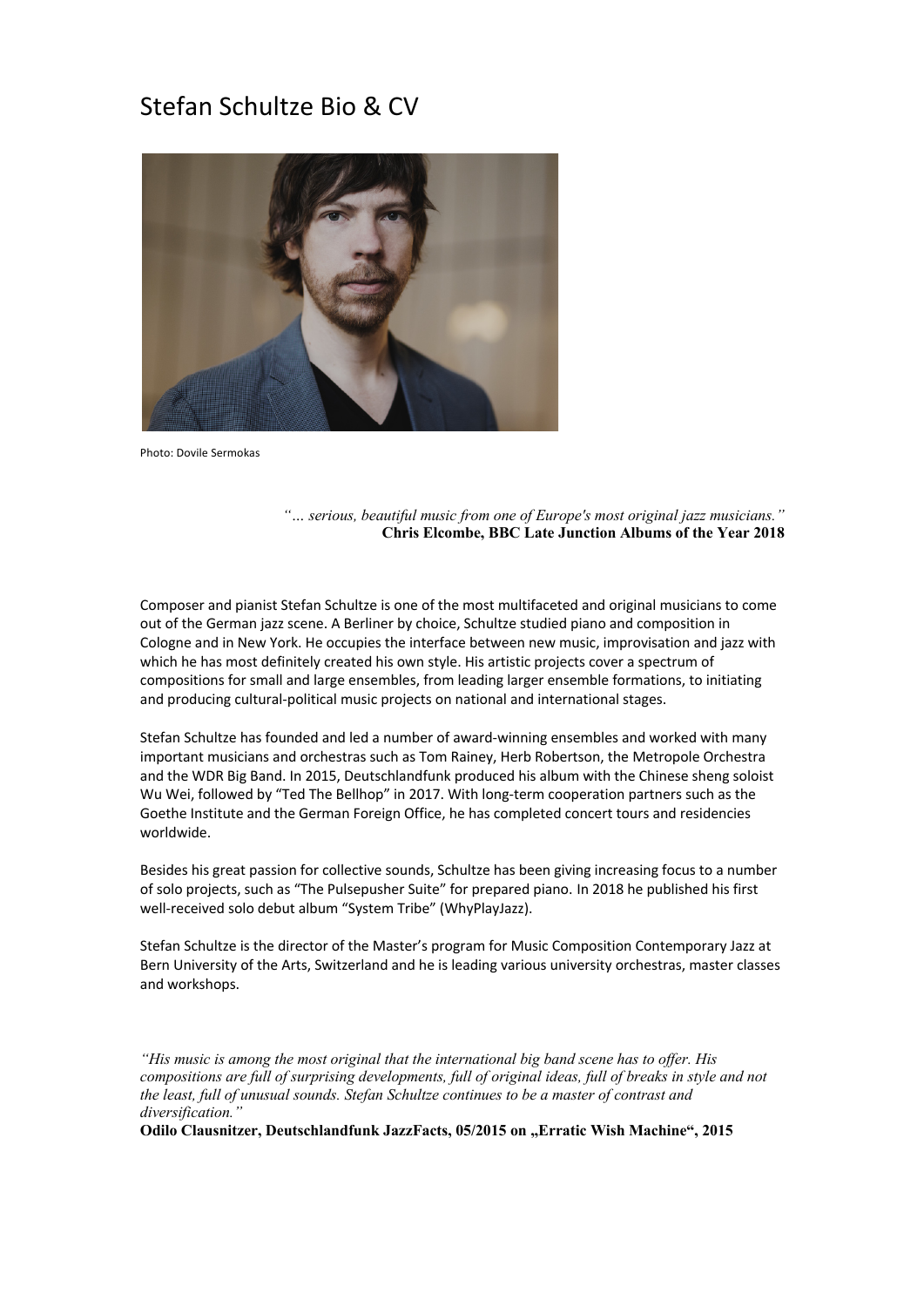# Stefan Schultze Bio & CV

Photo: Dovile Sermokas

*"… serious, beautiful music from one of Europe's most original jazz musicians."*
**Chris Elcombe, BBC Late Junction Albums of the Year 2018**

Composer and pianist Stefan Schultze is one of the most multifaceted and original musicians to come out of the German jazz scene. A Berliner by choice, Schultze studied piano and composition in Cologne and in New York. He occupies the interface between new music, improvisation and jazz with which he has most definitely created his own style. His artistic projects cover a spectrum of compositions for small and large ensembles, from leading larger ensemble formations, to initiating and producing cultural-political music projects on national and international stages.

Stefan Schultze has founded and led a number of award-winning ensembles and worked with many important musicians and orchestras such as Tom Rainey, Herb Robertson, the Metropole Orchestra and the WDR Big Band. In 2015, Deutschlandfunk produced his album with the Chinese sheng soloist Wu Wei, followed by "Ted The Bellhop" in 2017. With long-term cooperation partners such as the Goethe Institute and the German Foreign Office, he has completed concert tours and residencies worldwide.

Besides his great passion for collective sounds, Schultze has been giving increasing focus to a number of solo projects, such as "The Pulsepusher Suite" for prepared piano. In 2018 he published his first well-received solo debut album "System Tribe" (WhyPlayJazz).

Stefan Schultze is the director of the Master's program for Music Composition Contemporary Jazz at Bern University of the Arts, Switzerland and he is leading various university orchestras, master classes and workshops.

*"His music is among the most original that the international big band scene has to offer. His compositions are full of surprising developments, full of original ideas, full of breaks in style and not the least, full of unusual sounds. Stefan Schultze continues to be a master of contrast and diversification."*
**Odilo Clausnitzer, Deutschlandfunk JazzFacts, 05/2015 on „Erratic Wish Machine", 2015**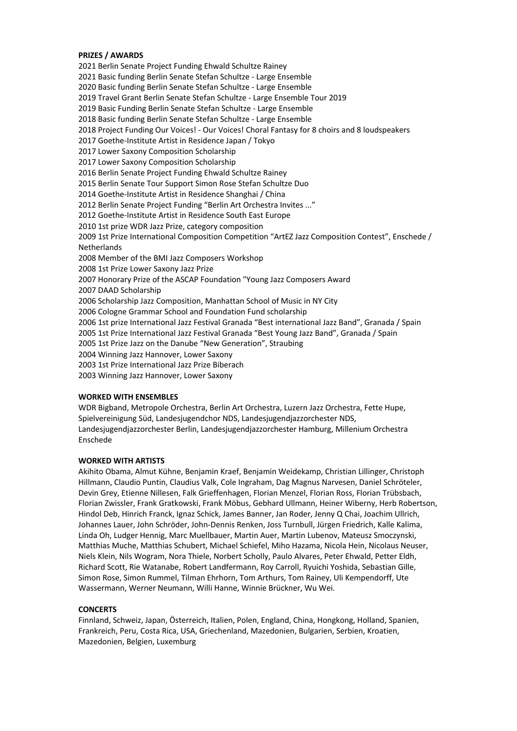**PRIZES / AWARDS**

2021 Berlin Senate Project Funding Ehwald Schultze Rainey
2021 Basic funding Berlin Senate Stefan Schultze - Large Ensemble
2020 Basic funding Berlin Senate Stefan Schultze - Large Ensemble
2019 Travel Grant Berlin Senate Stefan Schultze - Large Ensemble Tour 2019
2019 Basic Funding Berlin Senate Stefan Schultze - Large Ensemble
2018 Basic funding Berlin Senate Stefan Schultze - Large Ensemble
2018 Project Funding Our Voices! - Our Voices! Choral Fantasy for 8 choirs and 8 loudspeakers
2017 Goethe-Institute Artist in Residence Japan / Tokyo
2017 Lower Saxony Composition Scholarship
2017 Lower Saxony Composition Scholarship
2016 Berlin Senate Project Funding Ehwald Schultze Rainey
2015 Berlin Senate Tour Support Simon Rose Stefan Schultze Duo
2014 Goethe-Institute Artist in Residence Shanghai / China
2012 Berlin Senate Project Funding "Berlin Art Orchestra Invites ..."
2012 Goethe-Institute Artist in Residence South East Europe
2010 1st prize WDR Jazz Prize, category composition
2009 1st Prize International Composition Competition "ArtEZ Jazz Composition Contest", Enschede / Netherlands
2008 Member of the BMI Jazz Composers Workshop
2008 1st Prize Lower Saxony Jazz Prize
2007 Honorary Prize of the ASCAP Foundation "Young Jazz Composers Award
2007 DAAD Scholarship
2006 Scholarship Jazz Composition, Manhattan School of Music in NY City
2006 Cologne Grammar School and Foundation Fund scholarship
2006 1st prize International Jazz Festival Granada "Best international Jazz Band", Granada / Spain
2005 1st Prize International Jazz Festival Granada "Best Young Jazz Band", Granada / Spain
2005 1st Prize Jazz on the Danube "New Generation", Straubing
2004 Winning Jazz Hannover, Lower Saxony
2003 1st Prize International Jazz Prize Biberach
2003 Winning Jazz Hannover, Lower Saxony

**WORKED WITH ENSEMBLES**

WDR Bigband, Metropole Orchestra, Berlin Art Orchestra, Luzern Jazz Orchestra, Fette Hupe, Spielvereinigung Süd, Landesjugendchor NDS, Landesjugendjazzorchester NDS, Landesjugendjazzorchester Berlin, Landesjugendjazzorchester Hamburg, Millenium Orchestra Enschede

**WORKED WITH ARTISTS**

Akihito Obama, Almut Kühne, Benjamin Kraef, Benjamin Weidekamp, Christian Lillinger, Christoph Hillmann, Claudio Puntin, Claudius Valk, Cole Ingraham, Dag Magnus Narvesen, Daniel Schröteler, Devin Grey, Etienne Nillesen, Falk Grieffenhagen, Florian Menzel, Florian Ross, Florian Trübsbach, Florian Zwissler, Frank Gratkowski, Frank Möbus, Gebhard Ullmann, Heiner Wiberny, Herb Robertson, Hindol Deb, Hinrich Franck, Ignaz Schick, James Banner, Jan Roder, Jenny Q Chai, Joachim Ullrich, Johannes Lauer, John Schröder, John-Dennis Renken, Joss Turnbull, Jürgen Friedrich, Kalle Kalima, Linda Oh, Ludger Hennig, Marc Muellbauer, Martin Auer, Martin Lubenov, Mateusz Smoczynski, Matthias Muche, Matthias Schubert, Michael Schiefel, Miho Hazama, Nicola Hein, Nicolaus Neuser, Niels Klein, Nils Wogram, Nora Thiele, Norbert Scholly, Paulo Alvares, Peter Ehwald, Petter Eldh, Richard Scott, Rie Watanabe, Robert Landfermann, Roy Carroll, Ryuichi Yoshida, Sebastian Gille, Simon Rose, Simon Rummel, Tilman Ehrhorn, Tom Arthurs, Tom Rainey, Uli Kempendorff, Ute Wassermann, Werner Neumann, Willi Hanne, Winnie Brückner, Wu Wei.

**CONCERTS**

Finnland, Schweiz, Japan, Österreich, Italien, Polen, England, China, Hongkong, Holland, Spanien, Frankreich, Peru, Costa Rica, USA, Griechenland, Mazedonien, Bulgarien, Serbien, Kroatien, Mazedonien, Belgien, Luxemburg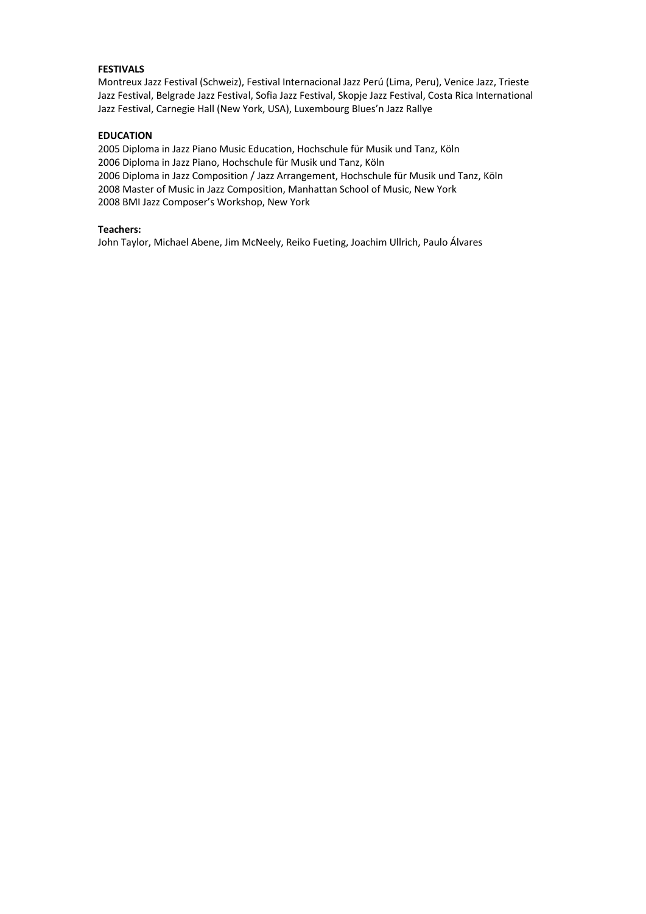**FESTIVALS**

Montreux Jazz Festival (Schweiz), Festival Internacional Jazz Perú (Lima, Peru), Venice Jazz, Trieste Jazz Festival, Belgrade Jazz Festival, Sofia Jazz Festival, Skopje Jazz Festival, Costa Rica International Jazz Festival, Carnegie Hall (New York, USA), Luxembourg Blues'n Jazz Rallye

**EDUCATION**

2005 Diploma in Jazz Piano Music Education, Hochschule für Musik und Tanz, Köln
2006 Diploma in Jazz Piano, Hochschule für Musik und Tanz, Köln
2006 Diploma in Jazz Composition / Jazz Arrangement, Hochschule für Musik und Tanz, Köln
2008 Master of Music in Jazz Composition, Manhattan School of Music, New York
2008 BMI Jazz Composer's Workshop, New York

**Teachers:**

John Taylor, Michael Abene, Jim McNeely, Reiko Fueting, Joachim Ullrich, Paulo Álvares